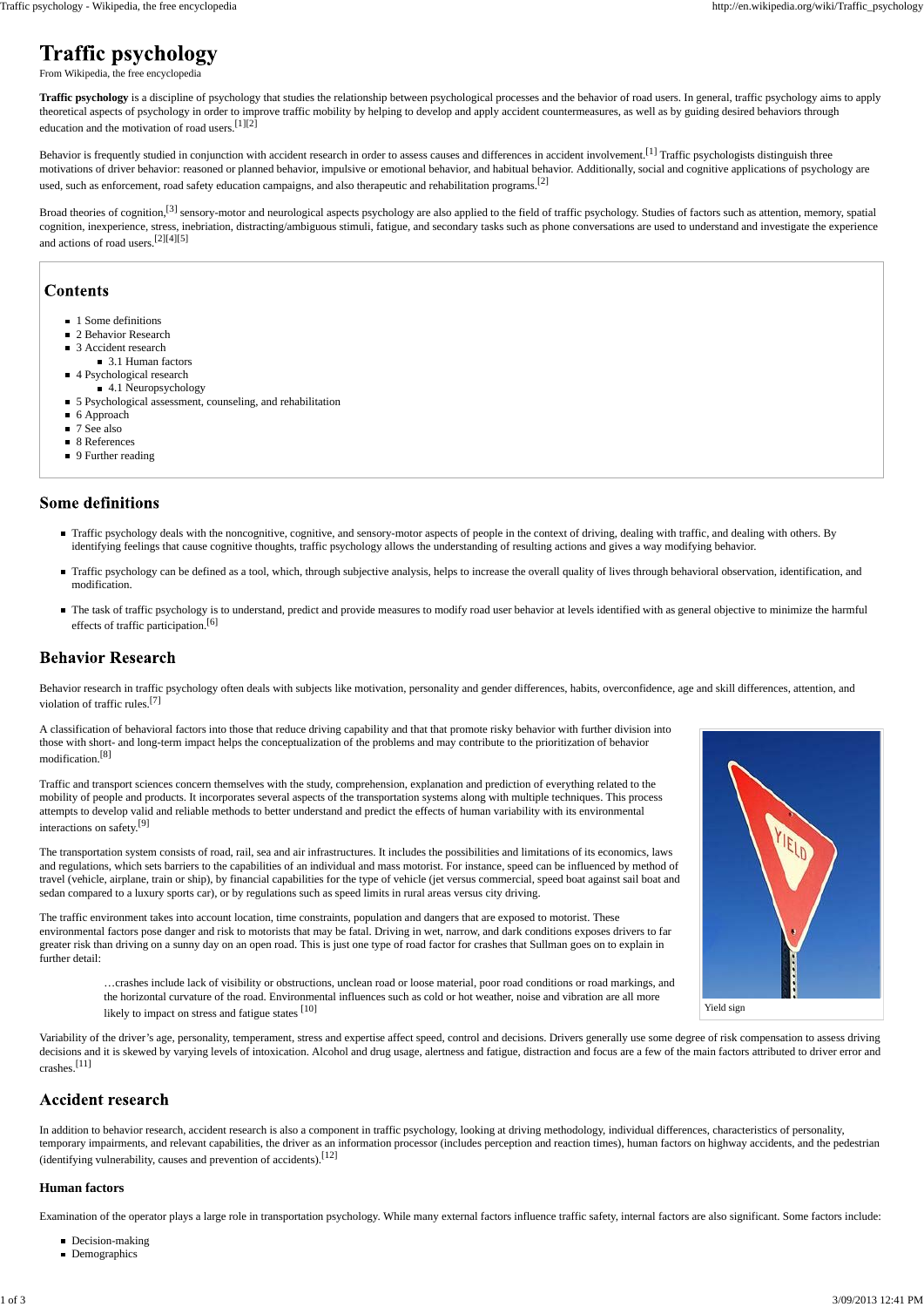# Traffic psychology

From Wikipedia, the free encyclopedia

**Traffic psychology** is a discipline of psychology that studies the relationship between psychological processes and the behavior of road users. In general, traffic psychology aims to apply theoretical aspects of psychology in order to improve traffic mobility by helping to develop and apply accident countermeasures, as well as by guiding desired behaviors through education and the motivation of road users.[1][2]

Behavior is frequently studied in conjunction with accident research in order to assess causes and differences in accident involvement.[1] Traffic psychologists distinguish three motivations of driver behavior: reasoned or planned behavior, impulsive or emotional behavior, and habitual behavior. Additionally, social and cognitive applications of psychology are used, such as enforcement, road safety education campaigns, and also therapeutic and rehabilitation programs.[2]

Broad theories of cognition,[3] sensory-motor and neurological aspects psychology are also applied to the field of traffic psychology. Studies of factors such as attention, memory, spatial cognition, inexperience, stress, inebriation, distracting/ambiguous stimuli, fatigue, and secondary tasks such as phone conversations are used to understand and investigate the experience and actions of road users.[2][4][5]

## Contents

- 1 Some definitions
- 2 Behavior Research
- 3 Accident research
  - 3.1 Human factors
- 4 Psychological research
  - 4.1 Neuropsychology
- 5 Psychological assessment, counseling, and rehabilitation
- 6 Approach
- 7 See also
- 8 References
- 9 Further reading

## Some definitions

- Traffic psychology deals with the noncognitive, cognitive, and sensory-motor aspects of people in the context of driving, dealing with traffic, and dealing with others. By identifying feelings that cause cognitive thoughts, traffic psychology allows the understanding of resulting actions and gives a way modifying behavior.
- Traffic psychology can be defined as a tool, which, through subjective analysis, helps to increase the overall quality of lives through behavioral observation, identification, and modification.
- The task of traffic psychology is to understand, predict and provide measures to modify road user behavior at levels identified with as general objective to minimize the harmful effects of traffic participation.[6]

## Behavior Research

Behavior research in traffic psychology often deals with subjects like motivation, personality and gender differences, habits, overconfidence, age and skill differences, attention, and violation of traffic rules.[7]

A classification of behavioral factors into those that reduce driving capability and that that promote risky behavior with further division into those with short- and long-term impact helps the conceptualization of the problems and may contribute to the prioritization of behavior modification.[8]

Traffic and transport sciences concern themselves with the study, comprehension, explanation and prediction of everything related to the mobility of people and products. It incorporates several aspects of the transportation systems along with multiple techniques. This process attempts to develop valid and reliable methods to better understand and predict the effects of human variability with its environmental interactions on safety.[9]

The transportation system consists of road, rail, sea and air infrastructures. It includes the possibilities and limitations of its economics, laws and regulations, which sets barriers to the capabilities of an individual and mass motorist. For instance, speed can be influenced by method of travel (vehicle, airplane, train or ship), by financial capabilities for the type of vehicle (jet versus commercial, speed boat against sail boat and sedan compared to a luxury sports car), or by regulations such as speed limits in rural areas versus city driving.

The traffic environment takes into account location, time constraints, population and dangers that are exposed to motorist. These environmental factors pose danger and risk to motorists that may be fatal. Driving in wet, narrow, and dark conditions exposes drivers to far greater risk than driving on a sunny day on an open road. This is just one type of road factor for crashes that Sullman goes on to explain in further detail:

> …crashes include lack of visibility or obstructions, unclean road or loose material, poor road conditions or road markings, and the horizontal curvature of the road. Environmental influences such as cold or hot weather, noise and vibration are all more likely to impact on stress and fatigue states [10]

Yield sign

Variability of the driver's age, personality, temperament, stress and expertise affect speed, control and decisions. Drivers generally use some degree of risk compensation to assess driving decisions and it is skewed by varying levels of intoxication. Alcohol and drug usage, alertness and fatigue, distraction and focus are a few of the main factors attributed to driver error and crashes.[11]

## Accident research

In addition to behavior research, accident research is also a component in traffic psychology, looking at driving methodology, individual differences, characteristics of personality, temporary impairments, and relevant capabilities, the driver as an information processor (includes perception and reaction times), human factors on highway accidents, and the pedestrian (identifying vulnerability, causes and prevention of accidents).[12]

### Human factors

Examination of the operator plays a large role in transportation psychology. While many external factors influence traffic safety, internal factors are also significant. Some factors include:

- Decision-making
- Demographics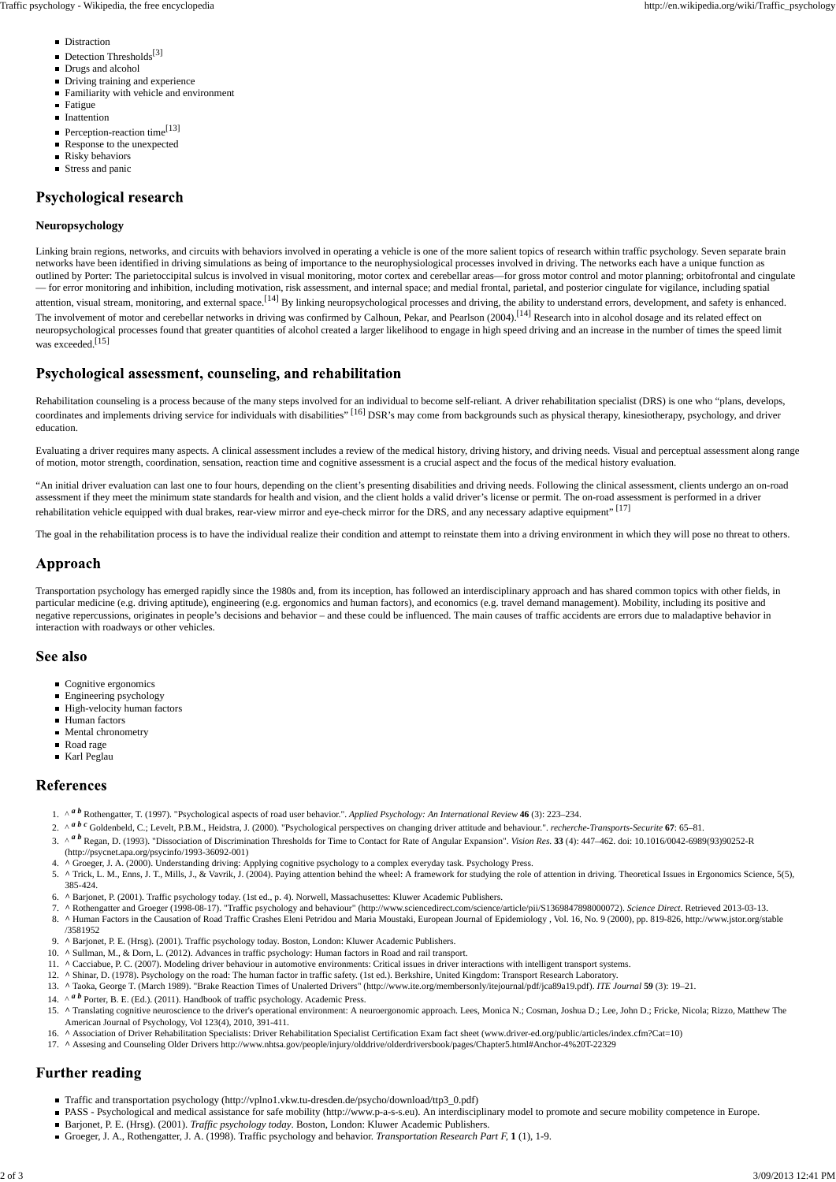- Distraction
- Detection Thresholds[3]
- Drugs and alcohol
- Driving training and experience
- Familiarity with vehicle and environment
- Fatigue
- Inattention
- Perception-reaction time[13]
- Response to the unexpected
- Risky behaviors
- Stress and panic

## Psychological research

### Neuropsychology

Linking brain regions, networks, and circuits with behaviors involved in operating a vehicle is one of the more salient topics of research within traffic psychology. Seven separate brain networks have been identified in driving simulations as being of importance to the neurophysiological processes involved in driving. The networks each have a unique function as outlined by Porter: The parietoccipital sulcus is involved in visual monitoring, motor cortex and cerebellar areas—for gross motor control and motor planning; orbitofrontal and cingulate — for error monitoring and inhibition, including motivation, risk assessment, and internal space; and medial frontal, parietal, and posterior cingulate for vigilance, including spatial attention, visual stream, monitoring, and external space.[14] By linking neuropsychological processes and driving, the ability to understand errors, development, and safety is enhanced. The involvement of motor and cerebellar networks in driving was confirmed by Calhoun, Pekar, and Pearlson (2004).[14] Research into in alcohol dosage and its related effect on neuropsychological processes found that greater quantities of alcohol created a larger likelihood to engage in high speed driving and an increase in the number of times the speed limit was exceeded.[15]

## Psychological assessment, counseling, and rehabilitation

Rehabilitation counseling is a process because of the many steps involved for an individual to become self-reliant. A driver rehabilitation specialist (DRS) is one who "plans, develops, coordinates and implements driving service for individuals with disabilities" [16] DSR's may come from backgrounds such as physical therapy, kinesiotherapy, psychology, and driver education.

Evaluating a driver requires many aspects. A clinical assessment includes a review of the medical history, driving history, and driving needs. Visual and perceptual assessment along range of motion, motor strength, coordination, sensation, reaction time and cognitive assessment is a crucial aspect and the focus of the medical history evaluation.

"An initial driver evaluation can last one to four hours, depending on the client's presenting disabilities and driving needs. Following the clinical assessment, clients undergo an on-road assessment if they meet the minimum state standards for health and vision, and the client holds a valid driver's license or permit. The on-road assessment is performed in a driver rehabilitation vehicle equipped with dual brakes, rear-view mirror and eye-check mirror for the DRS, and any necessary adaptive equipment" [17]

The goal in the rehabilitation process is to have the individual realize their condition and attempt to reinstate them into a driving environment in which they will pose no threat to others.

## Approach

Transportation psychology has emerged rapidly since the 1980s and, from its inception, has followed an interdisciplinary approach and has shared common topics with other fields, in particular medicine (e.g. driving aptitude), engineering (e.g. ergonomics and human factors), and economics (e.g. travel demand management). Mobility, including its positive and negative repercussions, originates in people's decisions and behavior – and these could be influenced. The main causes of traffic accidents are errors due to maladaptive behavior in interaction with roadways or other vehicles.

## See also

- Cognitive ergonomics
- Engineering psychology
- High-velocity human factors
- Human factors
- Mental chronometry
- Road rage
- Karl Peglau

## References

1. ^ *a b* Rothengatter, T. (1997). "Psychological aspects of road user behavior.". *Applied Psychology: An International Review* **46** (3): 223–234.
2. ^ *a b c* Goldenbeld, C.; Levelt, P.B.M., Heidstra, J. (2000). "Psychological perspectives on changing driver attitude and behaviour.". *recherche-Transports-Securite* **67**: 65–81.
3. ^ *a b* Regan, D. (1993). "Dissociation of Discrimination Thresholds for Time to Contact for Rate of Angular Expansion". *Vision Res.* **33** (4): 447–462. doi: 10.1016/0042-6989(93)90252-R (http://psycnet.apa.org/psycinfo/1993-36092-001)
4. ^ Groeger, J. A. (2000). Understanding driving: Applying cognitive psychology to a complex everyday task. Psychology Press.
5. ^ Trick, L. M., Enns, J. T., Mills, J., & Vavrik, J. (2004). Paying attention behind the wheel: A framework for studying the role of attention in driving. Theoretical Issues in Ergonomics Science, 5(5), 385-424.
6. ^ Barjonet, P. (2001). Traffic psychology today. (1st ed., p. 4). Norwell, Massachusettes: Kluwer Academic Publishers.
7. ^ Rothengatter and Groeger (1998-08-17). "Traffic psychology and behaviour" (http://www.sciencedirect.com/science/article/pii/S1369847898000072). *Science Direct*. Retrieved 2013-03-13.
8. ^ Human Factors in the Causation of Road Traffic Crashes Eleni Petridou and Maria Moustaki, European Journal of Epidemiology , Vol. 16, No. 9 (2000), pp. 819-826, http://www.jstor.org/stable /3581952
9. ^ Barjonet, P. E. (Hrsg). (2001). Traffic psychology today. Boston, London: Kluwer Academic Publishers.
10. ^ Sullman, M., & Dorn, L. (2012). Advances in traffic psychology: Human factors in Road and rail transport.
11. ^ Cacciabue, P. C. (2007). Modeling driver behaviour in automotive environments: Critical issues in driver interactions with intelligent transport systems.
12. ^ Shinar, D. (1978). Psychology on the road: The human factor in traffic safety. (1st ed.). Berkshire, United Kingdom: Transport Research Laboratory.
13. ^ Taoka, George T. (March 1989). "Brake Reaction Times of Unalerted Drivers" (http://www.ite.org/membersonly/itejournal/pdf/jca89a19.pdf). *ITE Journal* **59** (3): 19–21.
14. ^ *a b* Porter, B. E. (Ed.). (2011). Handbook of traffic psychology. Academic Press.
15. ^ Translating cognitive neuroscience to the driver's operational environment: A neuroergonomic approach. Lees, Monica N.; Cosman, Joshua D.; Lee, John D.; Fricke, Nicola; Rizzo, Matthew The American Journal of Psychology, Vol 123(4), 2010, 391-411.
16. ^ Association of Driver Rehabilitation Specialists: Driver Rehabilitation Specialist Certification Exam fact sheet (www.driver-ed.org/public/articles/index.cfm?Cat=10)
17. ^ Assesing and Counseling Older Drivers http://www.nhtsa.gov/people/injury/olddrive/olderdriversbook/pages/Chapter5.html#Anchor-4%20T-22329

## Further reading

- Traffic and transportation psychology (http://vplno1.vkw.tu-dresden.de/psycho/download/ttp3_0.pdf)
- PASS - Psychological and medical assistance for safe mobility (http://www.p-a-s-s.eu). An interdisciplinary model to promote and secure mobility competence in Europe.
- Barjonet, P. E. (Hrsg). (2001). *Traffic psychology today*. Boston, London: Kluwer Academic Publishers.
- Groeger, J. A., Rothengatter, J. A. (1998). Traffic psychology and behavior. *Transportation Research Part F*, **1** (1), 1-9.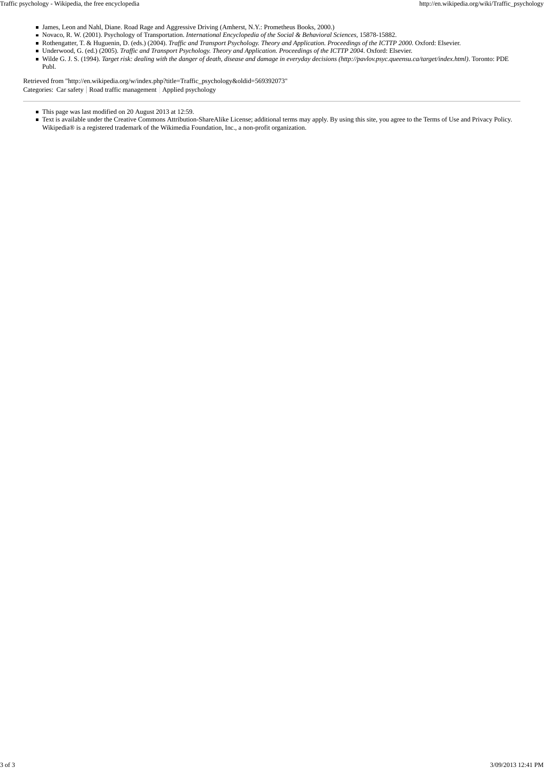- James, Leon and Nahl, Diane. Road Rage and Aggressive Driving (Amherst, N.Y.: Prometheus Books, 2000.)
- Novaco, R. W. (2001). Psychology of Transportation. *International Encyclopedia of the Social & Behavioral Sciences*, 15878-15882.
- Rothengatter, T. & Huguenin, D. (eds.) (2004). *Traffic and Transport Psychology. Theory and Application. Proceedings of the ICTTP 2000*. Oxford: Elsevier.
- Underwood, G. (ed.) (2005). *Traffic and Transport Psychology. Theory and Application. Proceedings of the ICTTP 2004*. Oxford: Elsevier.
- Wilde G. J. S. (1994). *Target risk: dealing with the danger of death, disease and damage in everyday decisions (http://pavlov.psyc.queensu.ca/target/index.html)*. Toronto: PDE Publ.

Retrieved from "http://en.wikipedia.org/w/index.php?title=Traffic_psychology&oldid=569392073"

Categories: Car safety | Road traffic management | Applied psychology

---

- This page was last modified on 20 August 2013 at 12:59.
- Text is available under the Creative Commons Attribution-ShareAlike License; additional terms may apply. By using this site, you agree to the Terms of Use and Privacy Policy. Wikipedia® is a registered trademark of the Wikimedia Foundation, Inc., a non-profit organization.